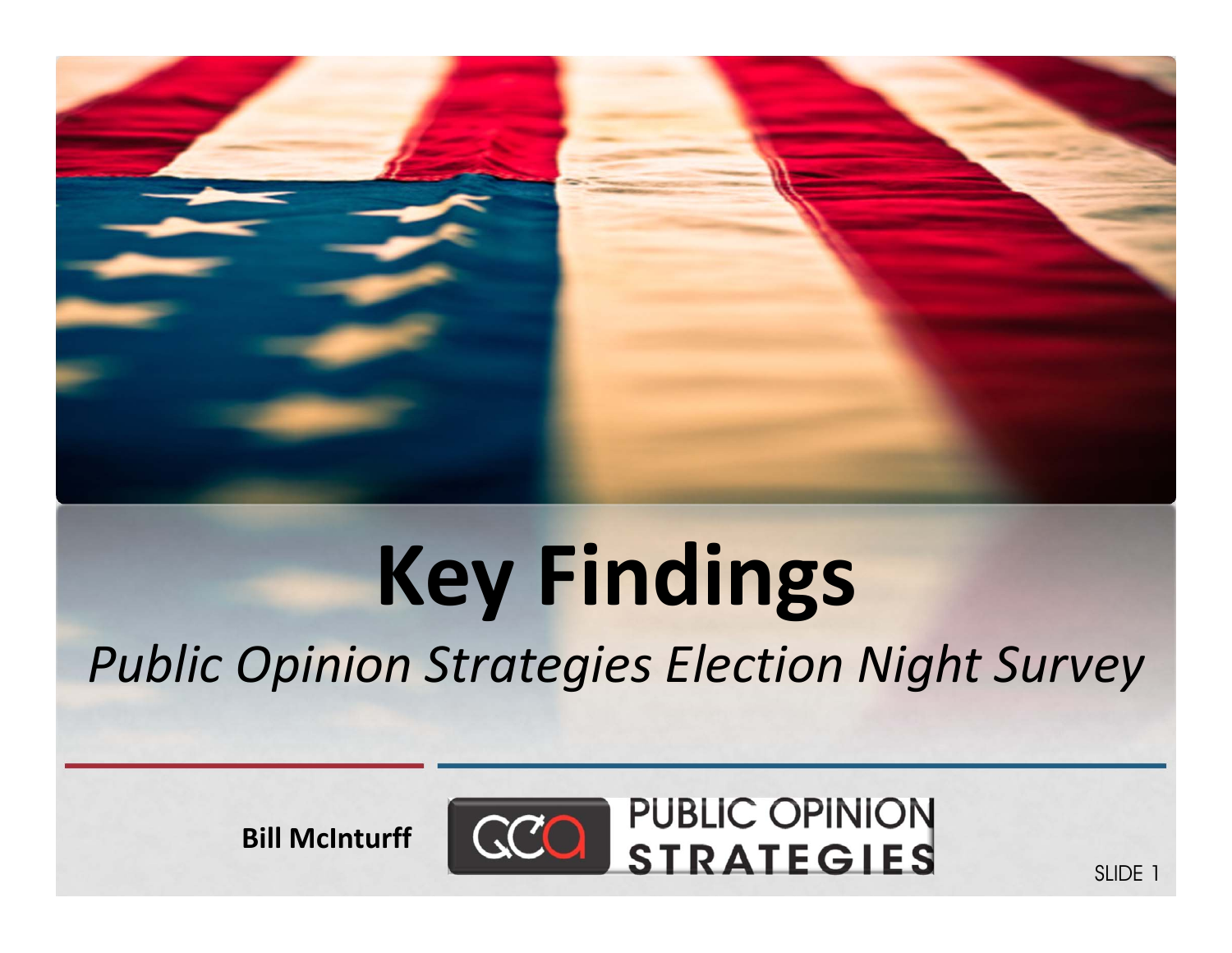# Key Findings

*Public Opinion Strategies Election Night Survey*

**Bill McInturff**

PUBLIC OPINION STRATEGIES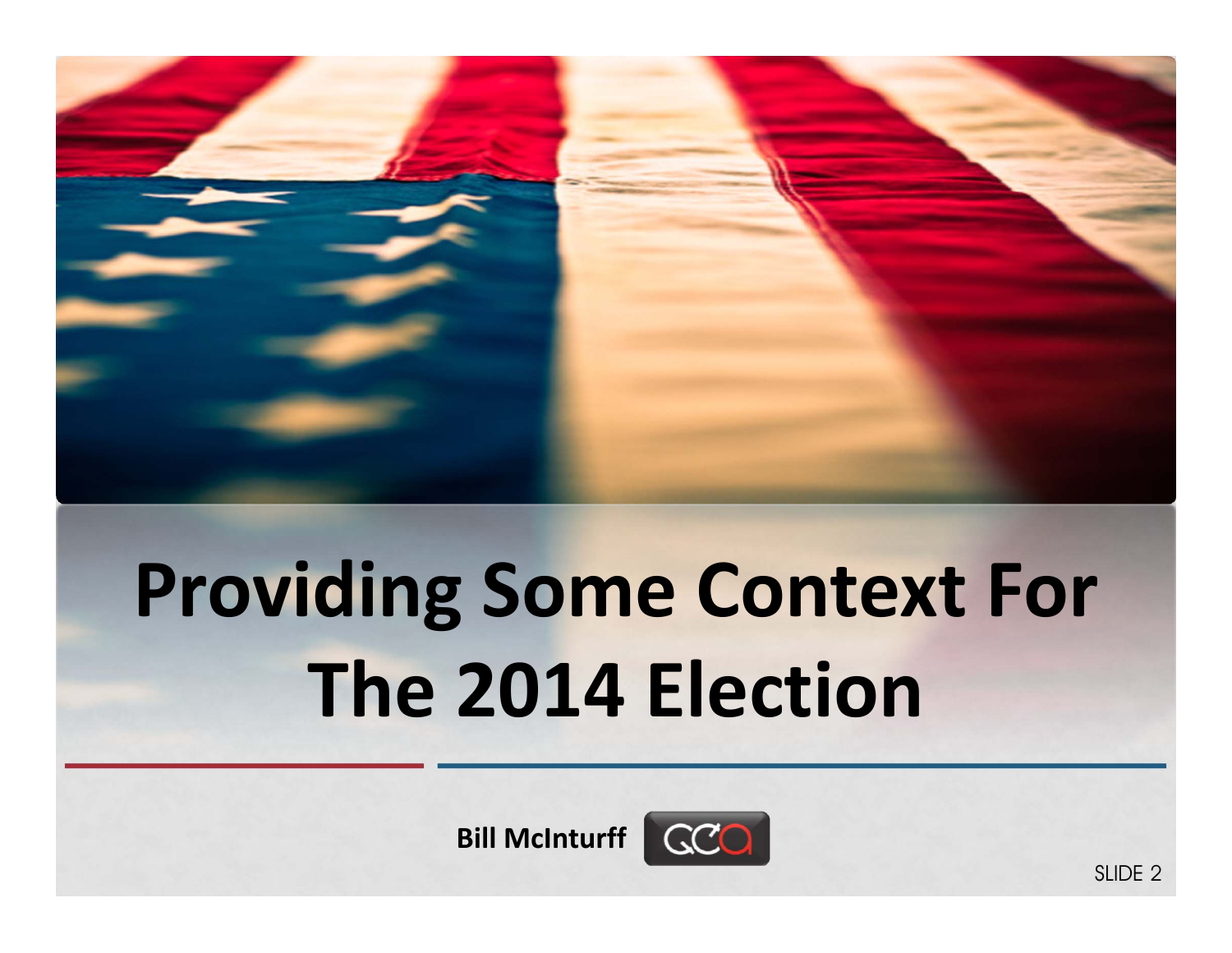# Providing Some Context For The 2014 Election

**Bill McInturff**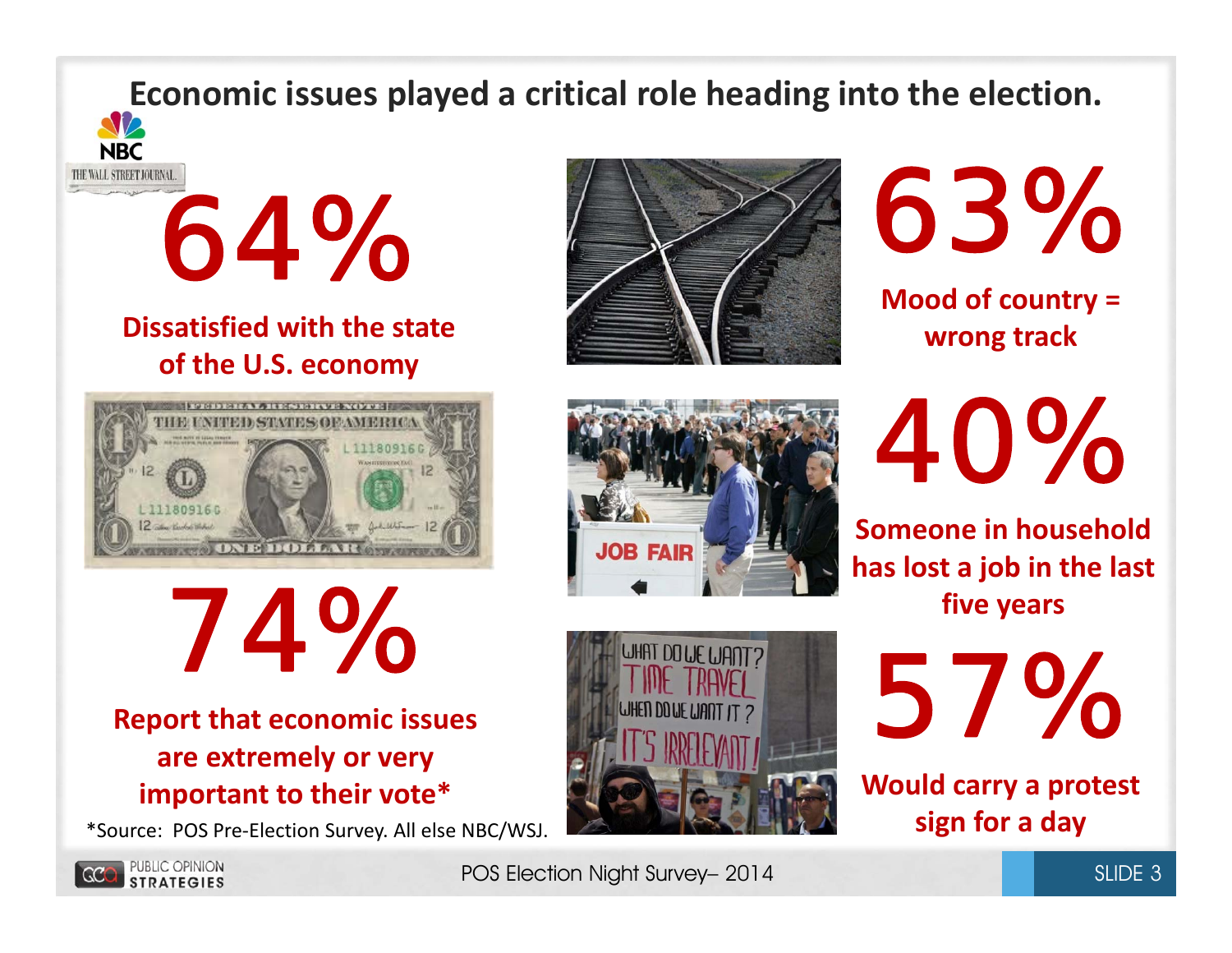# Economic issues played a critical role heading into the election.

NBC

THE WALL STREET JOURNAL.

**64%**

**Dissatisfied with the state of the U.S. economy**

**74%**

**Report that economic issues are extremely or very important to their vote***

*Source: POS Pre-Election Survey. All else NBC/WSJ.

**63%**

**Mood of country = wrong track**

**40%**

**Someone in household has lost a job in the last five years**

**57%**

**Would carry a protest sign for a day**

PUBLIC OPINION STRATEGIES

POS Election Night Survey– 2014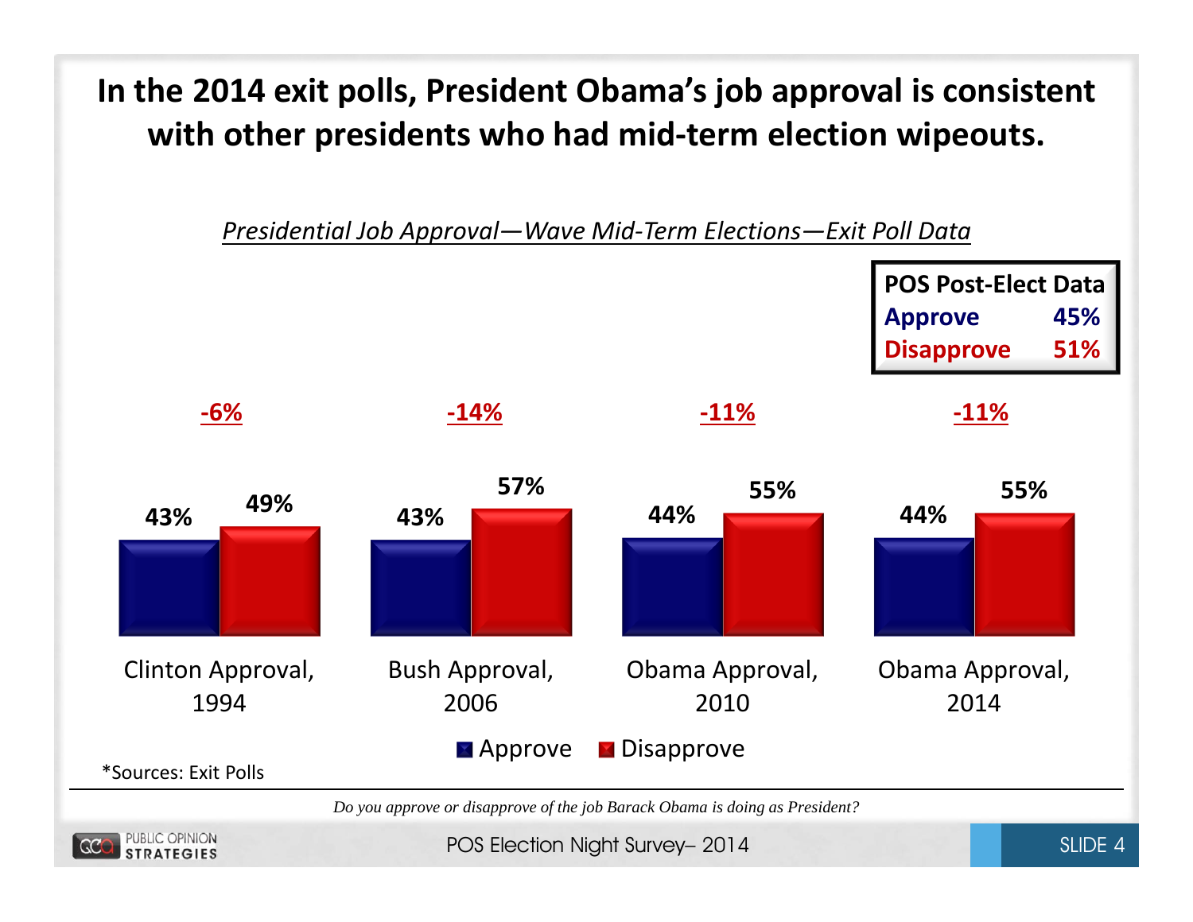# In the 2014 exit polls, President Obama's job approval is consistent with other presidents who had mid-term election wipeouts.

*Presidential Job Approval—Wave Mid-Term Elections—Exit Poll Data*

| POS Post-Elect Data | |
|---|---|
| Approve | 45% |
| Disapprove | 51% |

| | Approve | Disapprove | Net |
|---|---|---|---|
| Clinton Approval, 1994 | 43% | 49% | -6% |
| Bush Approval, 2006 | 43% | 57% | -14% |
| Obama Approval, 2010 | 44% | 55% | -11% |
| Obama Approval, 2014 | 44% | 55% | -11% |

*Sources: Exit Polls

*Do you approve or disapprove of the job Barack Obama is doing as President?*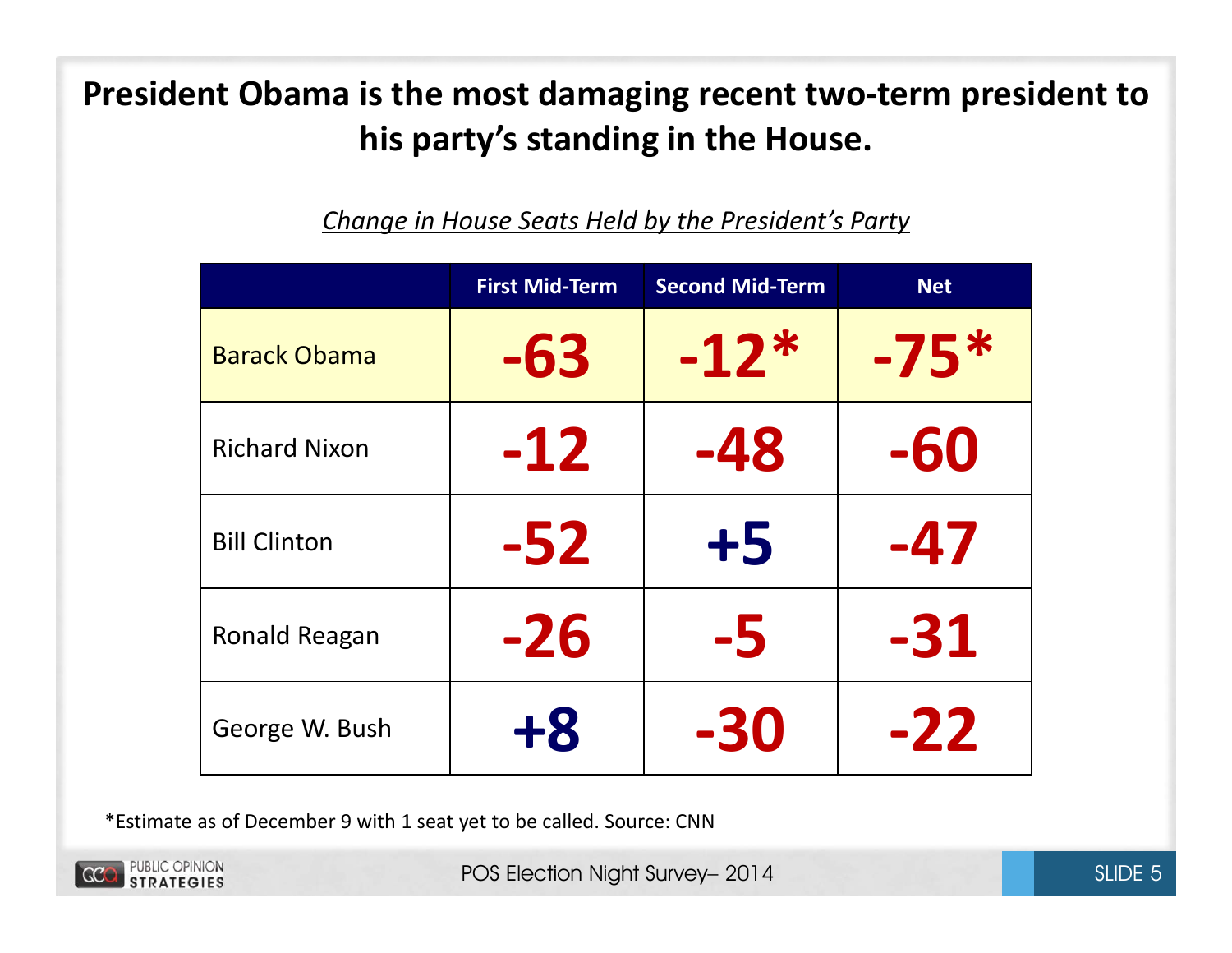# President Obama is the most damaging recent two-term president to his party's standing in the House.

*Change in House Seats Held by the President's Party*

| | First Mid-Term | Second Mid-Term | Net |
|---|---|---|---|
| Barack Obama | -63 | -12* | -75* |
| Richard Nixon | -12 | -48 | -60 |
| Bill Clinton | -52 | +5 | -47 |
| Ronald Reagan | -26 | -5 | -31 |
| George W. Bush | +8 | -30 | -22 |

*Estimate as of December 9 with 1 seat yet to be called. Source: CNN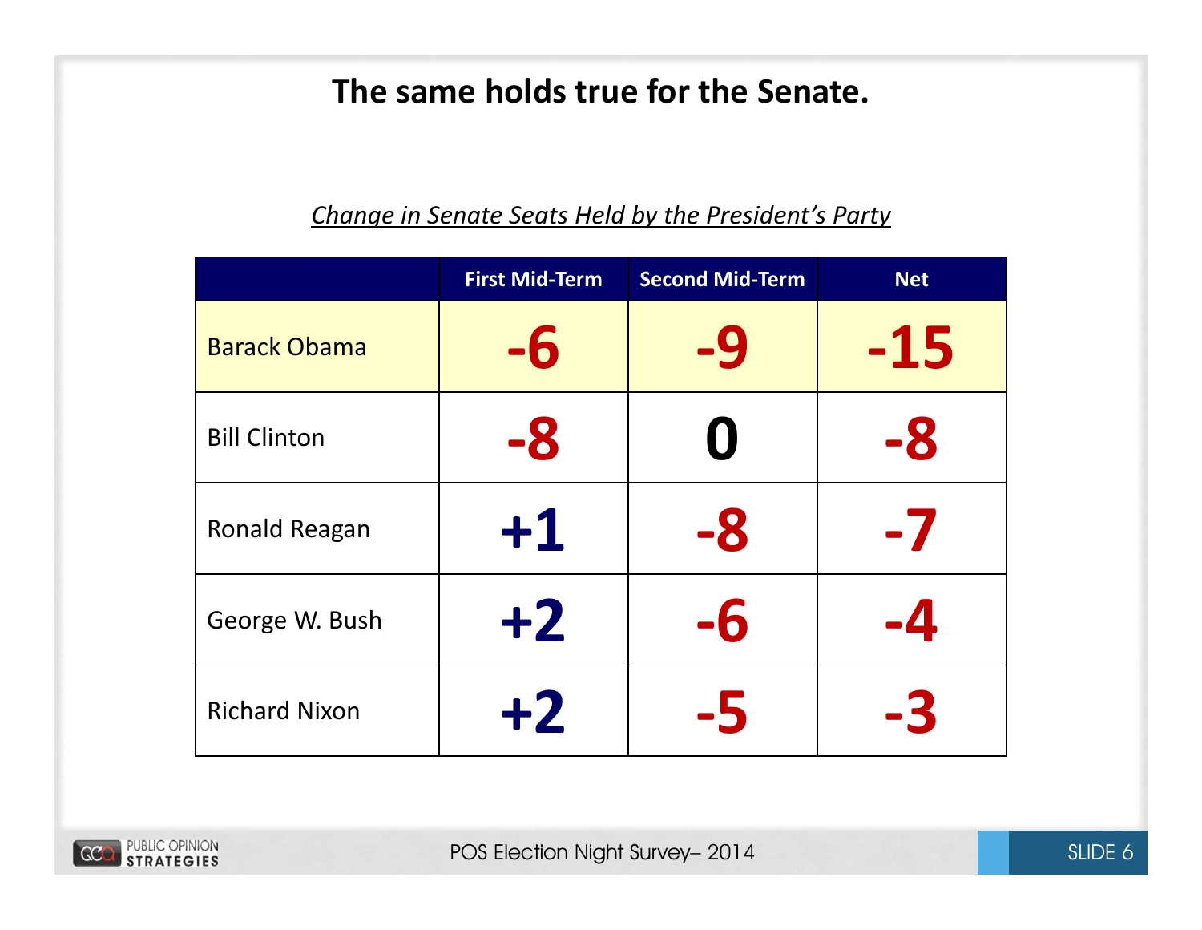# The same holds true for the Senate.

*Change in Senate Seats Held by the President's Party*

| | First Mid-Term | Second Mid-Term | Net |
|---|---|---|---|
| Barack Obama | -6 | -9 | -15 |
| Bill Clinton | -8 | 0 | -8 |
| Ronald Reagan | +1 | -8 | -7 |
| George W. Bush | +2 | -6 | -4 |
| Richard Nixon | +2 | -5 | -3 |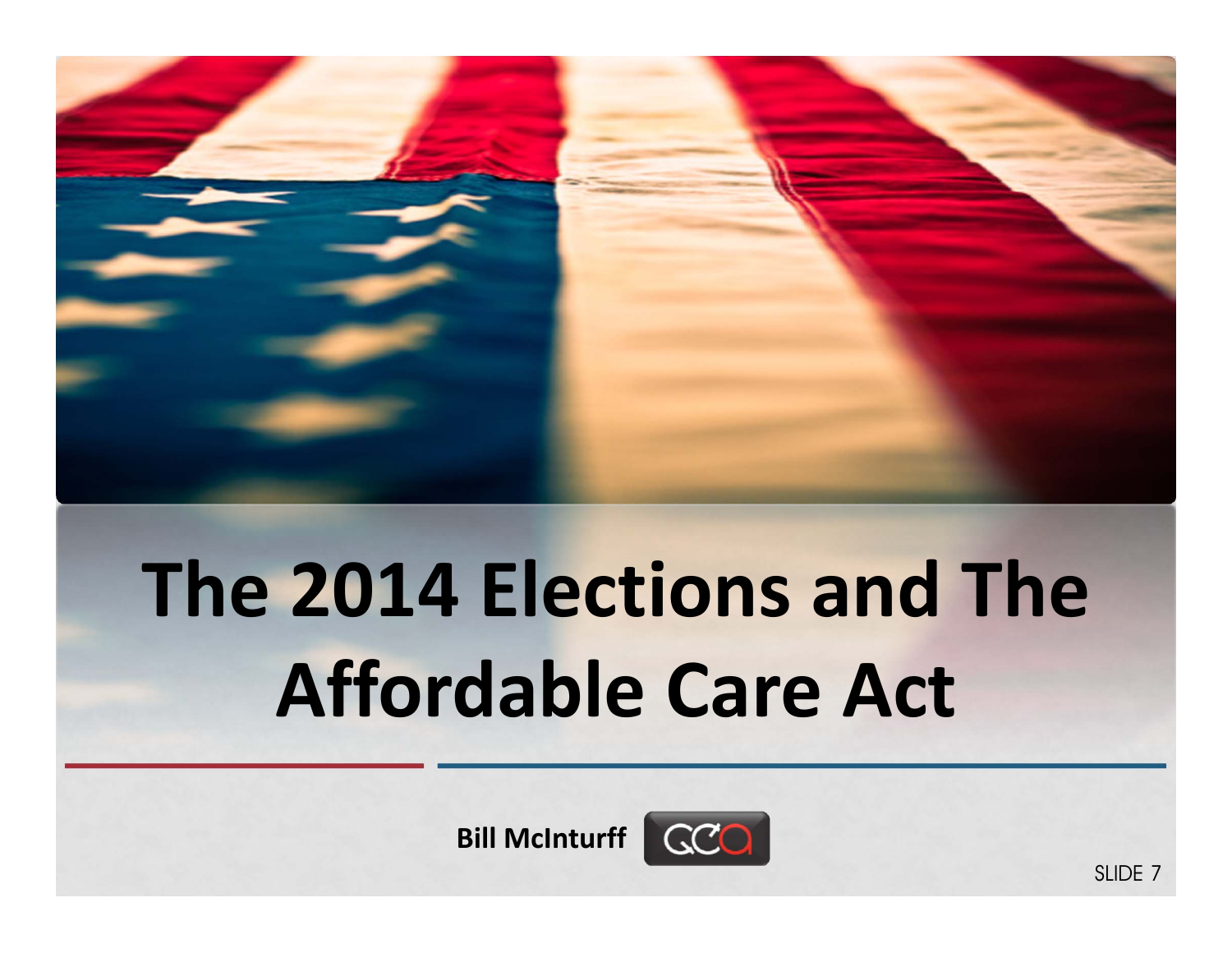# The 2014 Elections and The Affordable Care Act

**Bill McInturff** QCA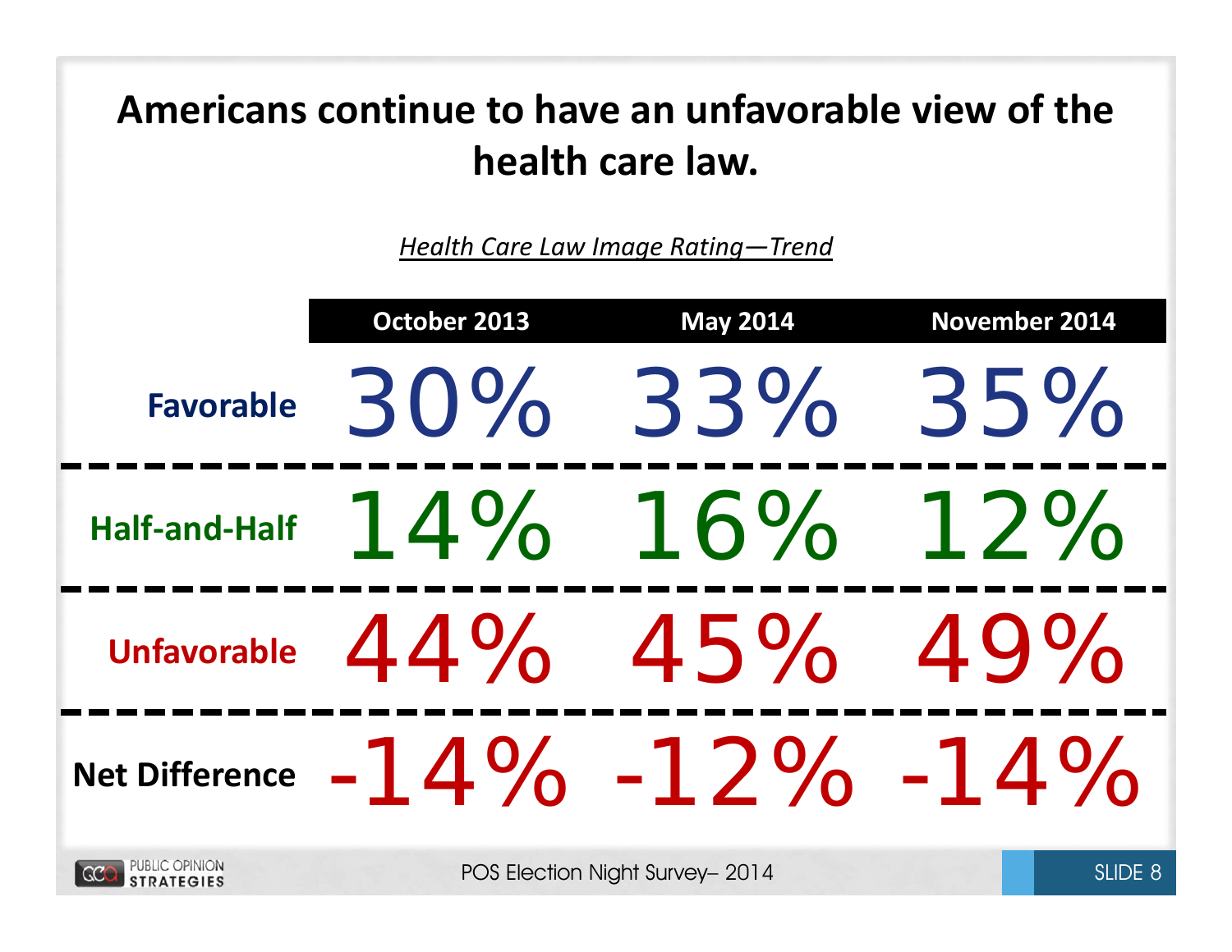# Americans continue to have an unfavorable view of the health care law.

*Health Care Law Image Rating—Trend*

| | October 2013 | May 2014 | November 2014 |
|---|---|---|---|
| **Favorable** | 30% | 33% | 35% |
| **Half-and-Half** | 14% | 16% | 12% |
| **Unfavorable** | 44% | 45% | 49% |
| **Net Difference** | -14% | -12% | -14% |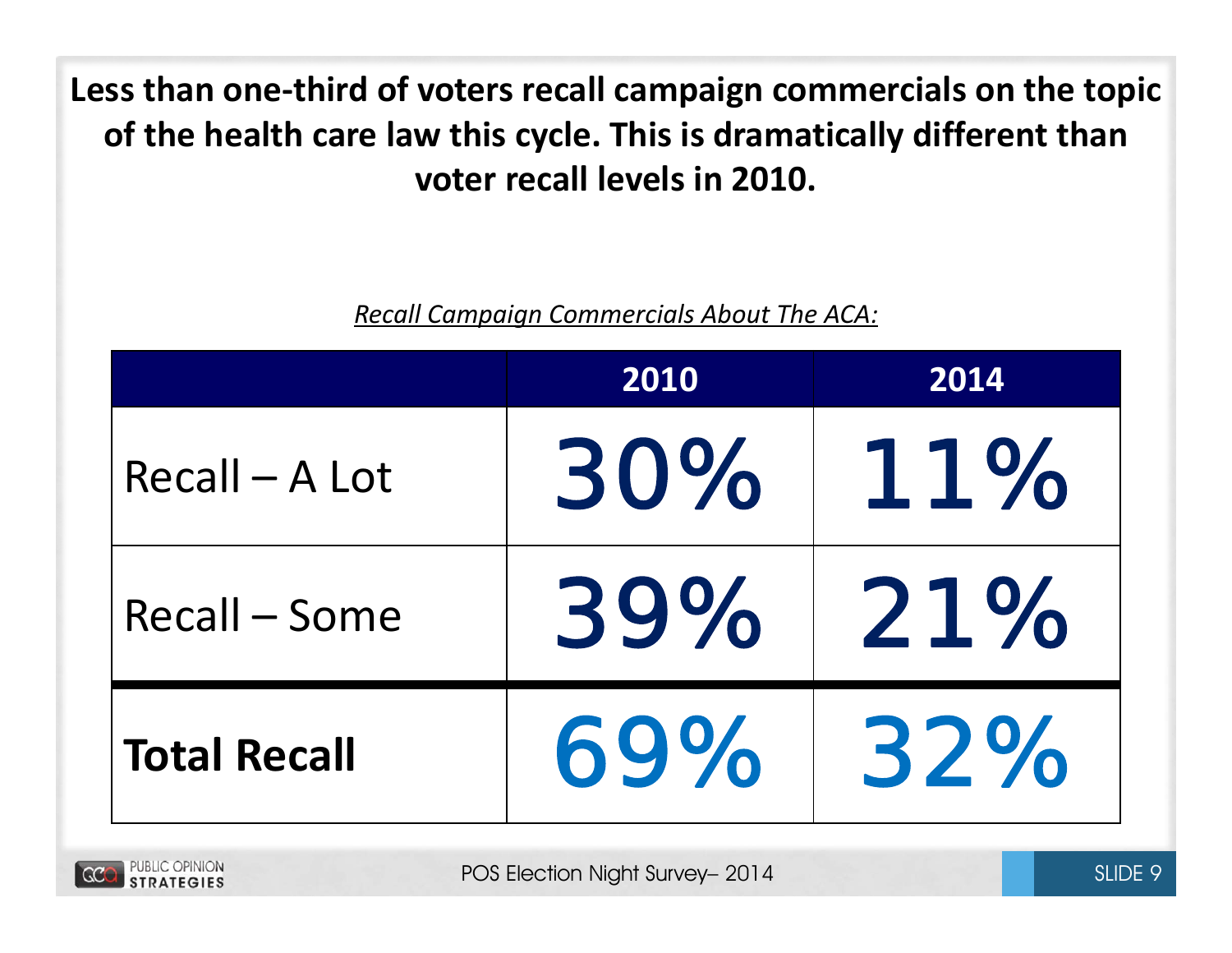**Less than one-third of voters recall campaign commercials on the topic of the health care law this cycle. This is dramatically different than voter recall levels in 2010.**

*Recall Campaign Commercials About The ACA:*

| | 2010 | 2014 |
|---|---|---|
| Recall – A Lot | 30% | 11% |
| Recall – Some | 39% | 21% |
| **Total Recall** | 69% | 32% |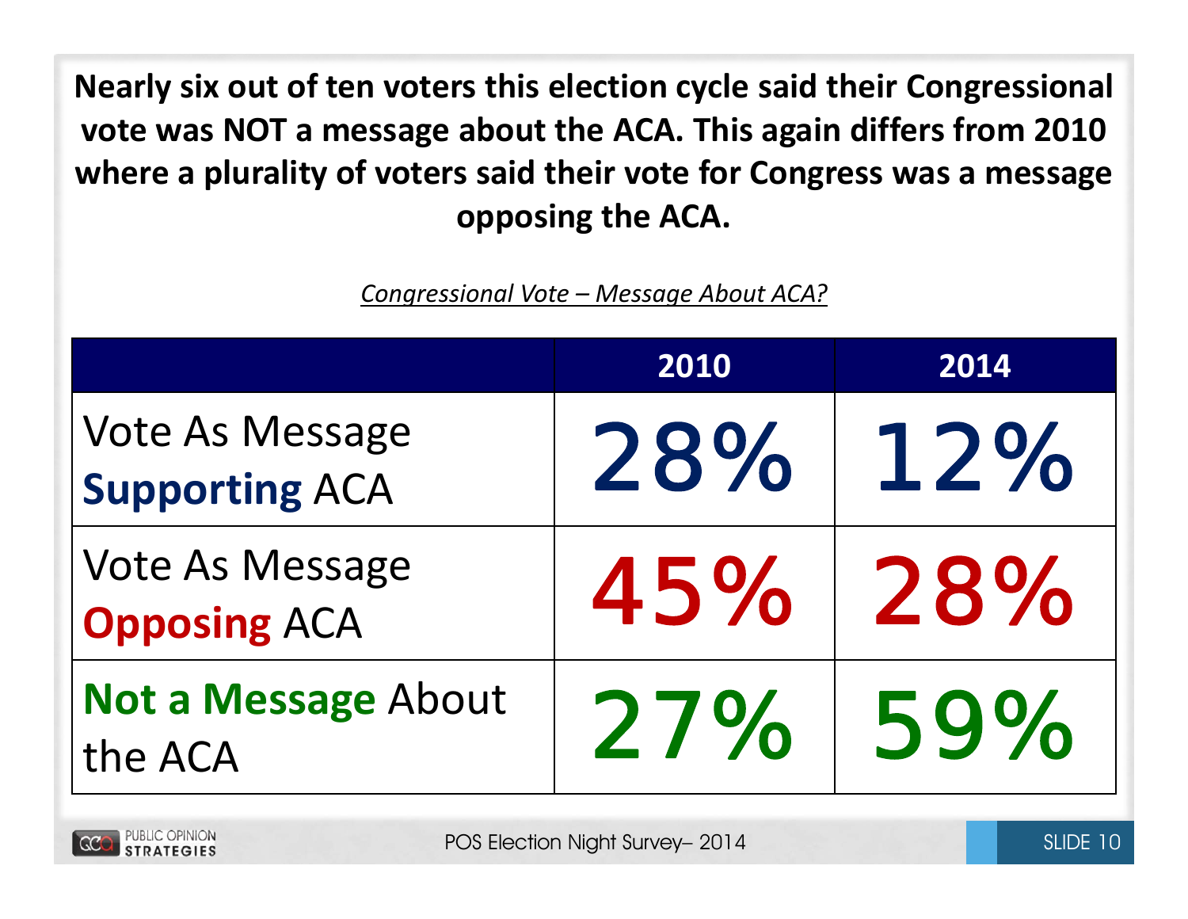**Nearly six out of ten voters this election cycle said their Congressional vote was NOT a message about the ACA. This again differs from 2010 where a plurality of voters said their vote for Congress was a message opposing the ACA.**

*Congressional Vote – Message About ACA?*

| | 2010 | 2014 |
|---|---|---|
| Vote As Message **Supporting** ACA | 28% | 12% |
| Vote As Message **Opposing** ACA | 45% | 28% |
| **Not a Message** About the ACA | 27% | 59% |

POS Election Night Survey– 2014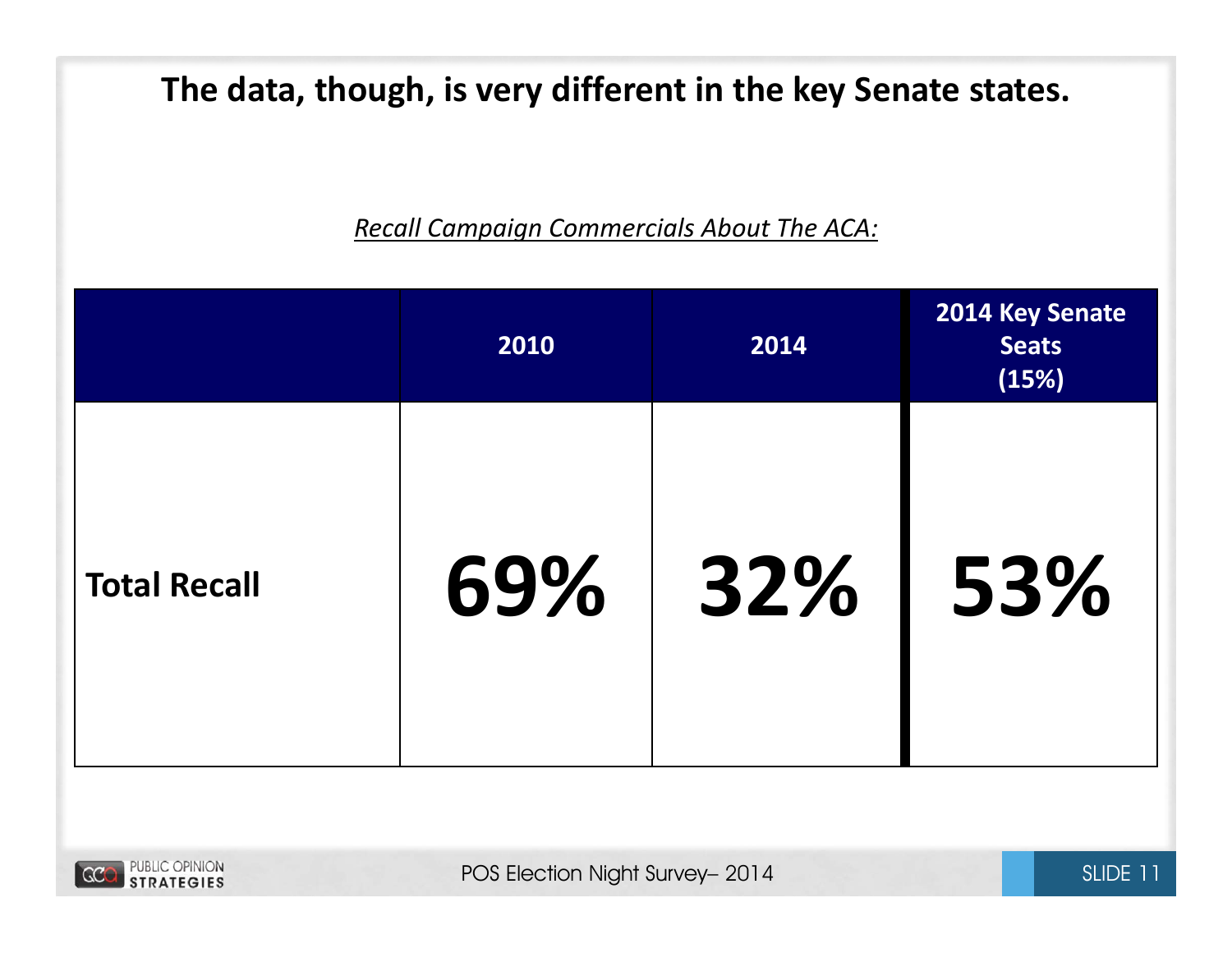# The data, though, is very different in the key Senate states.

*Recall Campaign Commercials About The ACA:*

| | 2010 | 2014 | 2014 Key Senate Seats (15%) |
|---|---|---|---|
| **Total Recall** | **69%** | **32%** | **53%** |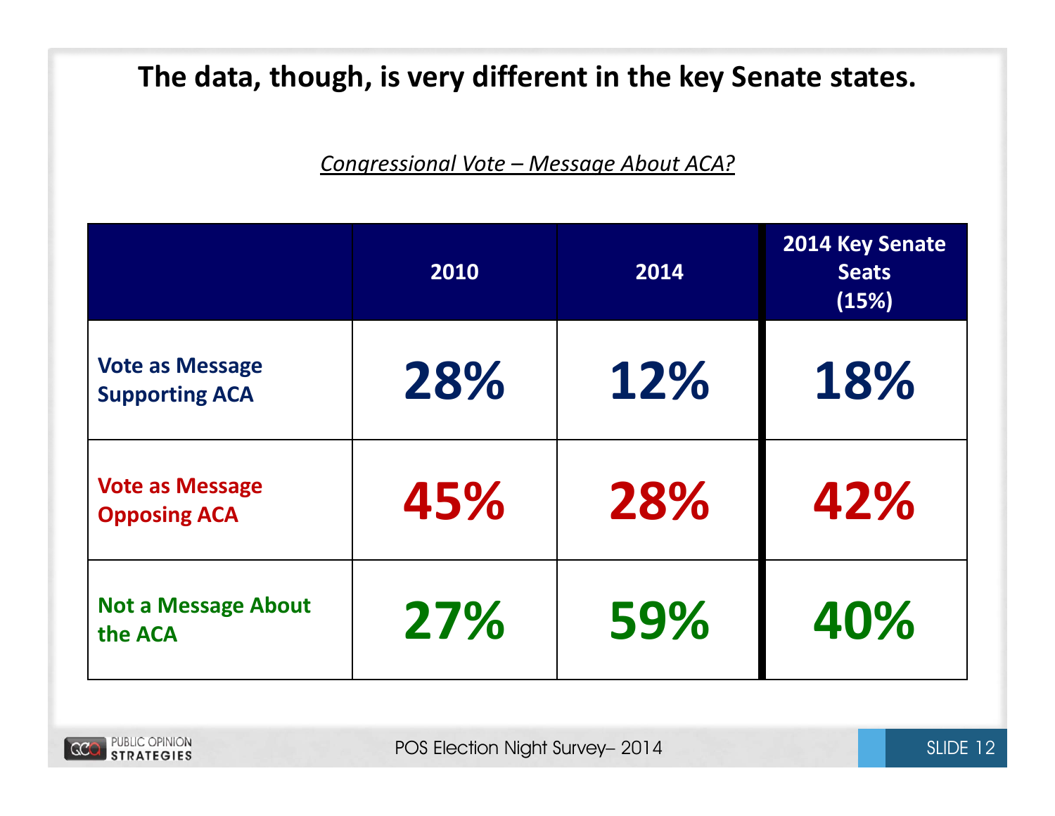# The data, though, is very different in the key Senate states.

*Congressional Vote – Message About ACA?*

| | 2010 | 2014 | 2014 Key Senate Seats (15%) |
|---|---|---|---|
| Vote as Message Supporting ACA | 28% | 12% | 18% |
| Vote as Message Opposing ACA | 45% | 28% | 42% |
| Not a Message About the ACA | 27% | 59% | 40% |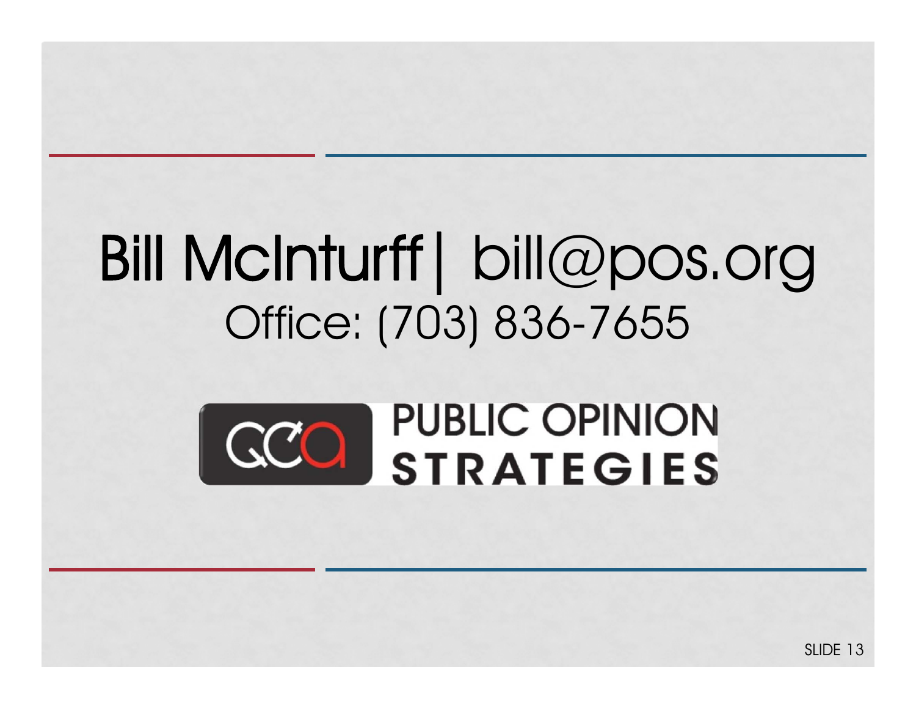# Bill McInturff | bill@pos.org

Office: (703) 836-7655

PUBLIC OPINION STRATEGIES